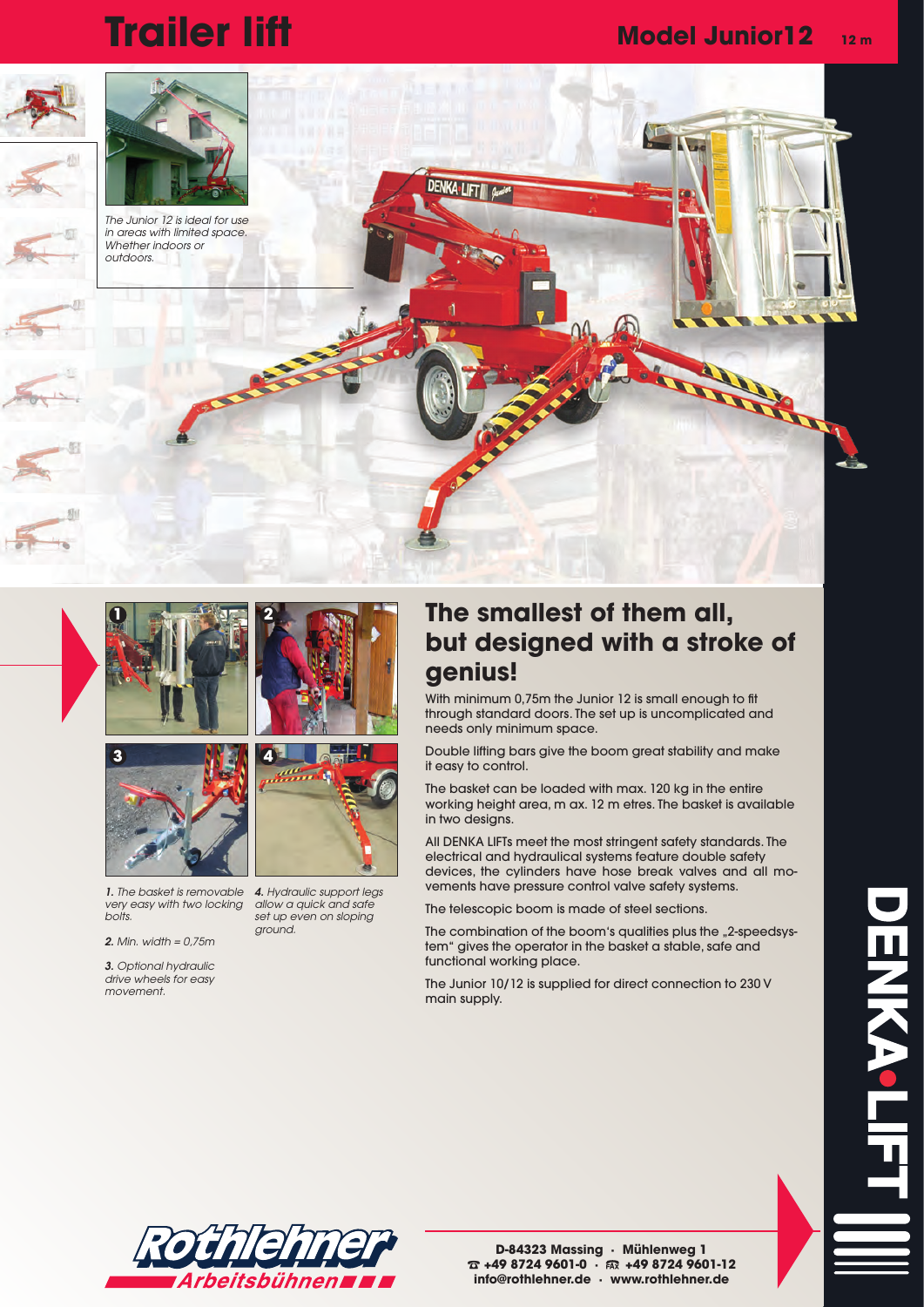# Trailer lift

## Model Junior12 12 m

*The Junior 12 is ideal for use in areas with limited space. Whether indoors or outdoors.*

*1. The basket is removable very easy with two locking bolts.*

*2. Min. width = 0,75m*

*3. Optional hydraulic drive wheels for easy movement.*

*4. Hydraulic support legs allow a quick and safe set up even on sloping ground.*

## The smallest of them all, but designed with a stroke of genius!

With minimum 0,75m the Junior 12 is small enough to fit through standard doors. The set up is uncomplicated and needs only minimum space.

Double lifting bars give the boom great stability and make it easy to control.

The basket can be loaded with max. 120 kg in the entire working height area, m ax. 12 m etres. The basket is available in two designs.

All DENKA LIFTs meet the most stringent safety standards. The electrical and hydraulical systems feature double safety devices, the cylinders have hose break valves and all movements have pressure control valve safety systems.

The telescopic boom is made of steel sections.

The combination of the boom's qualities plus the „2-speedsystem" gives the operator in the basket a stable, safe and functional working place.

The Junior 10/12 is supplied for direct connection to 230 V main supply.

DENKA•LIFT

Rothlehner Arbeitsbühnen

D-84323 Massing · Mühlenweg 1
☎ +49 8724 9601-0 · FAX +49 8724 9601-12
info@rothlehner.de · www.rothlehner.de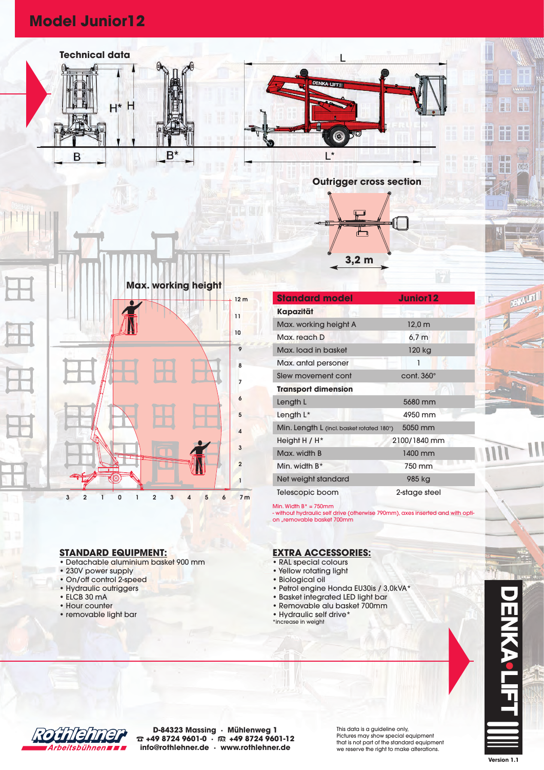# Model Junior12

## Technical data

H* H

B

B*

L

L*

### Outrigger cross section

3,2 m

### Max. working height

12 m
11
10
9
8
7
6
5
4
3
2
1

3 2 1 0 1 2 3 4 5 6 7 m

| Standard model | Junior12 |
|---|---|
| **Kapazität** | |
| Max. working height A | 12,0 m |
| Max. reach D | 6,7 m |
| Max. load in basket | 120 kg |
| Max. antal personer | 1 |
| Slew movement cont | cont. 360° |
| **Transport dimension** | |
| Length L | 5680 mm |
| Length L* | 4950 mm |
| Min. Length L (incl. basket rotated 180°) | 5050 mm |
| Height H / H* | 2100/1840 mm |
| Max. width B | 1400 mm |
| Min. width B* | 750 mm |
| Net weight standard | 985 kg |
| Telescopic boom | 2-stage steel |

Min. Width B* = 750mm
- without hydraulic self drive (otherwise 790mm), axes inserted and with option „removable basket 700mm

## STANDARD EQUIPMENT:

- Detachable aluminium basket 900 mm
- 230V power supply
- On/off control 2-speed
- Hydraulic outriggers
- ELCB 30 mA
- Hour counter
- removable light bar

## EXTRA ACCESSORIES:

- RAL special colours
- Yellow rotating light
- Biological oil
- Petrol engine Honda EU30is / 3,0kVA*
- Basket integrated LED light bar
- Removable alu basket 700mm
- Hydraulic self drive*

*increase in weight

DENKA•LIFT

Rothlehner Arbeitsbühnen

D-84323 Massing · Mühlenweg 1
☎ +49 8724 9601-0 · Fax +49 8724 9601-12
info@rothlehner.de · www.rothlehner.de

This data is a guideline only,
Pictures may show special equipment
that is not part of the standard equipment
we reserve the right to make alterations.

Version 1.1